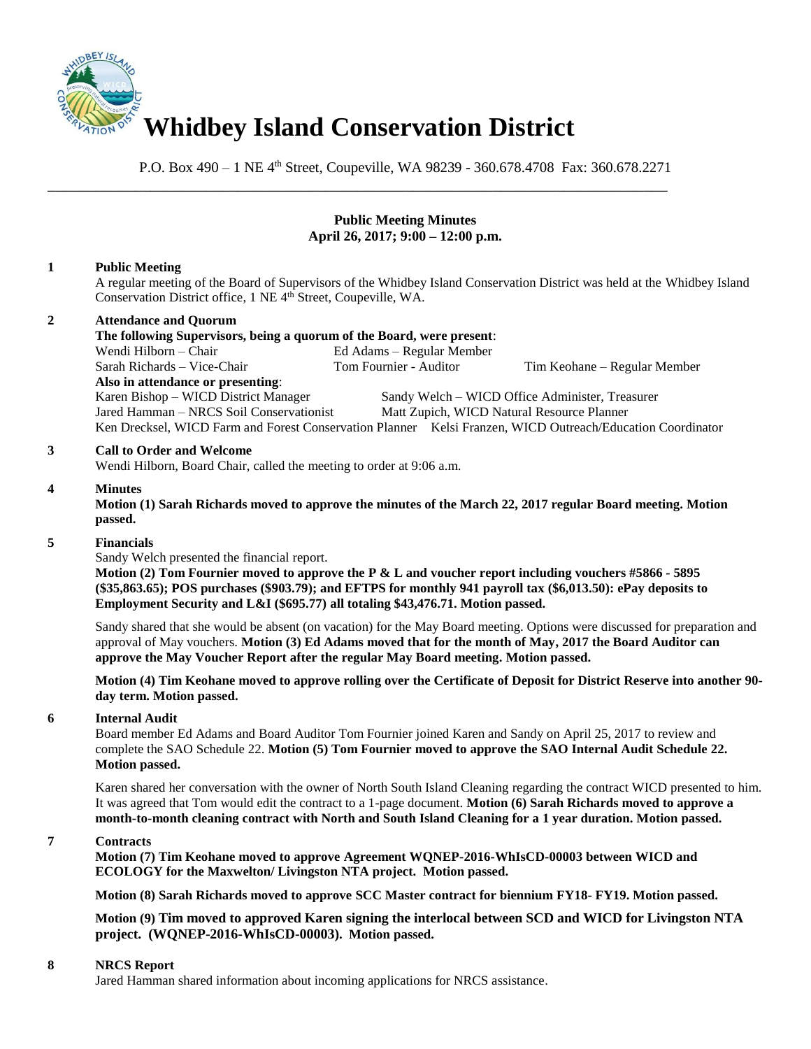# Whidbey Island Conservation District

P.O. Box 490 – 1 NE 4th Street, Coupeville, WA 98239 - 360.678.4708 Fax: 360.678.2271

**Public Meeting Minutes**
**April 26, 2017; 9:00 – 12:00 p.m.**

**1 Public Meeting**

A regular meeting of the Board of Supervisors of the Whidbey Island Conservation District was held at the Whidbey Island Conservation District office, 1 NE 4th Street, Coupeville, WA.

**2 Attendance and Quorum**

**The following Supervisors, being a quorum of the Board, were present**:

Wendi Hilborn – Chair
Ed Adams – Regular Member
Sarah Richards – Vice-Chair
Tom Fournier - Auditor
Tim Keohane – Regular Member

**Also in attendance or presenting**:

Karen Bishop – WICD District Manager
Sandy Welch – WICD Office Administer, Treasurer
Jared Hamman – NRCS Soil Conservationist
Matt Zupich, WICD Natural Resource Planner
Ken Drecksel, WICD Farm and Forest Conservation Planner
Kelsi Franzen, WICD Outreach/Education Coordinator

**3 Call to Order and Welcome**

Wendi Hilborn, Board Chair, called the meeting to order at 9:06 a.m.

**4 Minutes**

**Motion (1) Sarah Richards moved to approve the minutes of the March 22, 2017 regular Board meeting. Motion passed.**

**5 Financials**

Sandy Welch presented the financial report.

**Motion (2) Tom Fournier moved to approve the P & L and voucher report including vouchers #5866 - 5895 ($35,863.65); POS purchases ($903.79); and EFTPS for monthly 941 payroll tax ($6,013.50): ePay deposits to Employment Security and L&I ($695.77) all totaling $43,476.71. Motion passed.**

Sandy shared that she would be absent (on vacation) for the May Board meeting. Options were discussed for preparation and approval of May vouchers. **Motion (3) Ed Adams moved that for the month of May, 2017 the Board Auditor can approve the May Voucher Report after the regular May Board meeting. Motion passed.**

**Motion (4) Tim Keohane moved to approve rolling over the Certificate of Deposit for District Reserve into another 90-day term. Motion passed.**

**6 Internal Audit**

Board member Ed Adams and Board Auditor Tom Fournier joined Karen and Sandy on April 25, 2017 to review and complete the SAO Schedule 22. **Motion (5) Tom Fournier moved to approve the SAO Internal Audit Schedule 22. Motion passed.**

Karen shared her conversation with the owner of North South Island Cleaning regarding the contract WICD presented to him. It was agreed that Tom would edit the contract to a 1-page document. **Motion (6) Sarah Richards moved to approve a month-to-month cleaning contract with North and South Island Cleaning for a 1 year duration. Motion passed.**

**7 Contracts**

**Motion (7) Tim Keohane moved to approve Agreement WQNEP-2016-WhIsCD-00003 between WICD and ECOLOGY for the Maxwelton/ Livingston NTA project. Motion passed.**

**Motion (8) Sarah Richards moved to approve SCC Master contract for biennium FY18- FY19. Motion passed.**

**Motion (9) Tim moved to approved Karen signing the interlocal between SCD and WICD for Livingston NTA project. (WQNEP-2016-WhIsCD-00003). Motion passed.**

**8 NRCS Report**

Jared Hamman shared information about incoming applications for NRCS assistance.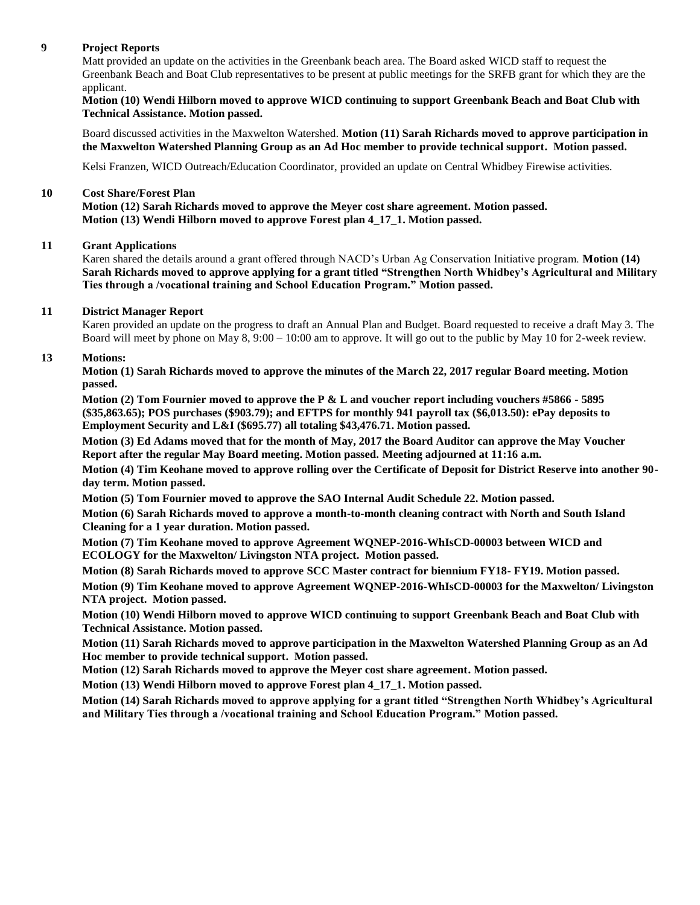**9 Project Reports**

Matt provided an update on the activities in the Greenbank beach area. The Board asked WICD staff to request the Greenbank Beach and Boat Club representatives to be present at public meetings for the SRFB grant for which they are the applicant.

**Motion (10) Wendi Hilborn moved to approve WICD continuing to support Greenbank Beach and Boat Club with Technical Assistance. Motion passed.**

Board discussed activities in the Maxwelton Watershed. **Motion (11) Sarah Richards moved to approve participation in the Maxwelton Watershed Planning Group as an Ad Hoc member to provide technical support. Motion passed.**

Kelsi Franzen, WICD Outreach/Education Coordinator, provided an update on Central Whidbey Firewise activities.

**10 Cost Share/Forest Plan**

**Motion (12) Sarah Richards moved to approve the Meyer cost share agreement. Motion passed.**
**Motion (13) Wendi Hilborn moved to approve Forest plan 4_17_1. Motion passed.**

**11 Grant Applications**

Karen shared the details around a grant offered through NACD's Urban Ag Conservation Initiative program. **Motion (14) Sarah Richards moved to approve applying for a grant titled "Strengthen North Whidbey's Agricultural and Military Ties through a /vocational training and School Education Program." Motion passed.**

**11 District Manager Report**

Karen provided an update on the progress to draft an Annual Plan and Budget. Board requested to receive a draft May 3. The Board will meet by phone on May 8, 9:00 – 10:00 am to approve. It will go out to the public by May 10 for 2-week review.

**13 Motions:**

**Motion (1) Sarah Richards moved to approve the minutes of the March 22, 2017 regular Board meeting. Motion passed.**

**Motion (2) Tom Fournier moved to approve the P & L and voucher report including vouchers #5866 - 5895 ($35,863.65); POS purchases ($903.79); and EFTPS for monthly 941 payroll tax ($6,013.50): ePay deposits to Employment Security and L&I ($695.77) all totaling $43,476.71. Motion passed.**

**Motion (3) Ed Adams moved that for the month of May, 2017 the Board Auditor can approve the May Voucher Report after the regular May Board meeting. Motion passed. Meeting adjourned at 11:16 a.m.**

**Motion (4) Tim Keohane moved to approve rolling over the Certificate of Deposit for District Reserve into another 90-day term. Motion passed.**

**Motion (5) Tom Fournier moved to approve the SAO Internal Audit Schedule 22. Motion passed.**

**Motion (6) Sarah Richards moved to approve a month-to-month cleaning contract with North and South Island Cleaning for a 1 year duration. Motion passed.**

**Motion (7) Tim Keohane moved to approve Agreement WQNEP-2016-WhIsCD-00003 between WICD and ECOLOGY for the Maxwelton/ Livingston NTA project. Motion passed.**

**Motion (8) Sarah Richards moved to approve SCC Master contract for biennium FY18- FY19. Motion passed.**

**Motion (9) Tim Keohane moved to approve Agreement WQNEP-2016-WhIsCD-00003 for the Maxwelton/ Livingston NTA project. Motion passed.**

**Motion (10) Wendi Hilborn moved to approve WICD continuing to support Greenbank Beach and Boat Club with Technical Assistance. Motion passed.**

**Motion (11) Sarah Richards moved to approve participation in the Maxwelton Watershed Planning Group as an Ad Hoc member to provide technical support. Motion passed.**

**Motion (12) Sarah Richards moved to approve the Meyer cost share agreement. Motion passed.**

**Motion (13) Wendi Hilborn moved to approve Forest plan 4_17_1. Motion passed.**

**Motion (14) Sarah Richards moved to approve applying for a grant titled "Strengthen North Whidbey's Agricultural and Military Ties through a /vocational training and School Education Program." Motion passed.**